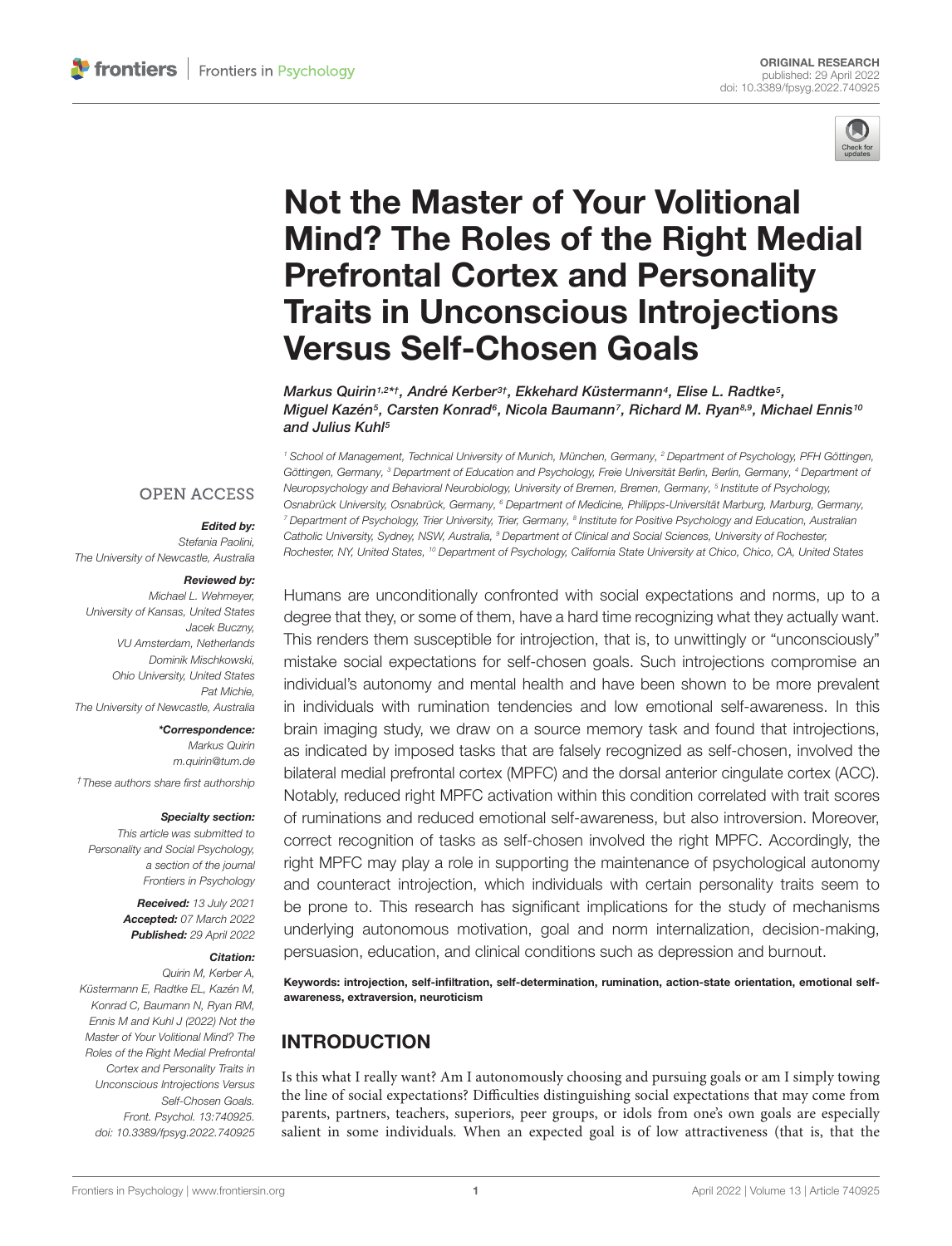ORIGINAL RESEARCH
published: 29 April 2022
doi: 10.3389/fpsyg.2022.740925

# Not the Master of Your Volitional Mind? The Roles of the Right Medial Prefrontal Cortex and Personality Traits in Unconscious Introjections Versus Self-Chosen Goals

*Markus Quirin[1,2*†], André Kerber[3†], Ekkehard Küstermann[4], Elise L. Radtke[5], Miguel Kazén[5], Carsten Konrad[6], Nicola Baumann[7], Richard M. Ryan[8,9], Michael Ennis[10] and Julius Kuhl[5]*

[1] School of Management, Technical University of Munich, München, Germany, [2] Department of Psychology, PFH Göttingen, Göttingen, Germany, [3] Department of Education and Psychology, Freie Universität Berlin, Berlin, Germany, [4] Department of Neuropsychology and Behavioral Neurobiology, University of Bremen, Bremen, Germany, [5] Institute of Psychology, Osnabrück University, Osnabrück, Germany, [6] Department of Medicine, Philipps-Universität Marburg, Marburg, Germany, [7] Department of Psychology, Trier University, Trier, Germany, [8] Institute for Positive Psychology and Education, Australian Catholic University, Sydney, NSW, Australia, [9] Department of Clinical and Social Sciences, University of Rochester, Rochester, NY, United States, [10] Department of Psychology, California State University at Chico, Chico, CA, United States

OPEN ACCESS

***Edited by:***
*Stefania Paolini,*
*The University of Newcastle, Australia*

***Reviewed by:***
*Michael L. Wehmeyer,*
*University of Kansas, United States*
*Jacek Buczny,*
*VU Amsterdam, Netherlands*
*Dominik Mischkowski,*
*Ohio University, United States*
*Pat Michie,*
*The University of Newcastle, Australia*

***\*Correspondence:***
*Markus Quirin*
*m.quirin@tum.de*

*† These authors share first authorship*

***Specialty section:***
*This article was submitted to Personality and Social Psychology, a section of the journal Frontiers in Psychology*

***Received:*** *13 July 2021*
***Accepted:*** *07 March 2022*
***Published:*** *29 April 2022*

***Citation:***
*Quirin M, Kerber A, Küstermann E, Radtke EL, Kazén M, Konrad C, Baumann N, Ryan RM, Ennis M and Kuhl J (2022) Not the Master of Your Volitional Mind? The Roles of the Right Medial Prefrontal Cortex and Personality Traits in Unconscious Introjections Versus Self-Chosen Goals. Front. Psychol. 13:740925. doi: 10.3389/fpsyg.2022.740925*

Humans are unconditionally confronted with social expectations and norms, up to a degree that they, or some of them, have a hard time recognizing what they actually want. This renders them susceptible for introjection, that is, to unwittingly or "unconsciously" mistake social expectations for self-chosen goals. Such introjections compromise an individual's autonomy and mental health and have been shown to be more prevalent in individuals with rumination tendencies and low emotional self-awareness. In this brain imaging study, we draw on a source memory task and found that introjections, as indicated by imposed tasks that are falsely recognized as self-chosen, involved the bilateral medial prefrontal cortex (MPFC) and the dorsal anterior cingulate cortex (ACC). Notably, reduced right MPFC activation within this condition correlated with trait scores of ruminations and reduced emotional self-awareness, but also introversion. Moreover, correct recognition of tasks as self-chosen involved the right MPFC. Accordingly, the right MPFC may play a role in supporting the maintenance of psychological autonomy and counteract introjection, which individuals with certain personality traits seem to be prone to. This research has significant implications for the study of mechanisms underlying autonomous motivation, goal and norm internalization, decision-making, persuasion, education, and clinical conditions such as depression and burnout.

**Keywords: introjection, self-infiltration, self-determination, rumination, action-state orientation, emotional self-awareness, extraversion, neuroticism**

## INTRODUCTION

Is this what I really want? Am I autonomously choosing and pursuing goals or am I simply towing the line of social expectations? Difficulties distinguishing social expectations that may come from parents, partners, teachers, superiors, peer groups, or idols from one's own goals are especially salient in some individuals. When an expected goal is of low attractiveness (that is, that the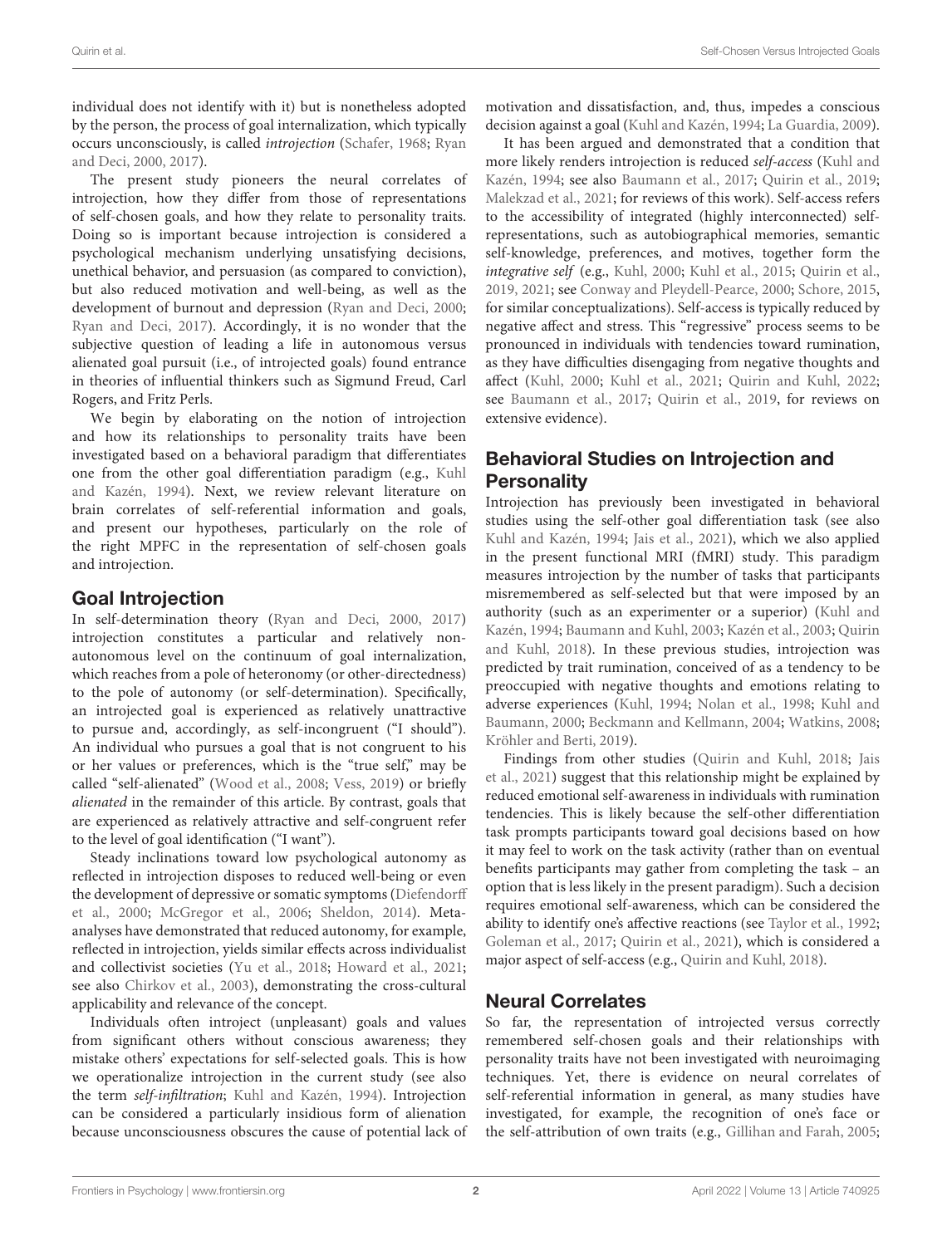individual does not identify with it) but is nonetheless adopted by the person, the process of goal internalization, which typically occurs unconsciously, is called *introjection* (Schafer, 1968; Ryan and Deci, 2000, 2017).

The present study pioneers the neural correlates of introjection, how they differ from those of representations of self-chosen goals, and how they relate to personality traits. Doing so is important because introjection is considered a psychological mechanism underlying unsatisfying decisions, unethical behavior, and persuasion (as compared to conviction), but also reduced motivation and well-being, as well as the development of burnout and depression (Ryan and Deci, 2000; Ryan and Deci, 2017). Accordingly, it is no wonder that the subjective question of leading a life in autonomous versus alienated goal pursuit (i.e., of introjected goals) found entrance in theories of influential thinkers such as Sigmund Freud, Carl Rogers, and Fritz Perls.

We begin by elaborating on the notion of introjection and how its relationships to personality traits have been investigated based on a behavioral paradigm that differentiates one from the other goal differentiation paradigm (e.g., Kuhl and Kazén, 1994). Next, we review relevant literature on brain correlates of self-referential information and goals, and present our hypotheses, particularly on the role of the right MPFC in the representation of self-chosen goals and introjection.

## Goal Introjection

In self-determination theory (Ryan and Deci, 2000, 2017) introjection constitutes a particular and relatively non-autonomous level on the continuum of goal internalization, which reaches from a pole of heteronomy (or other-directedness) to the pole of autonomy (or self-determination). Specifically, an introjected goal is experienced as relatively unattractive to pursue and, accordingly, as self-incongruent ("I should"). An individual who pursues a goal that is not congruent to his or her values or preferences, which is the "true self," may be called "self-alienated" (Wood et al., 2008; Vess, 2019) or briefly *alienated* in the remainder of this article. By contrast, goals that are experienced as relatively attractive and self-congruent refer to the level of goal identification ("I want").

Steady inclinations toward low psychological autonomy as reflected in introjection disposes to reduced well-being or even the development of depressive or somatic symptoms (Diefendorff et al., 2000; McGregor et al., 2006; Sheldon, 2014). Meta-analyses have demonstrated that reduced autonomy, for example, reflected in introjection, yields similar effects across individualist and collectivist societies (Yu et al., 2018; Howard et al., 2021; see also Chirkov et al., 2003), demonstrating the cross-cultural applicability and relevance of the concept.

Individuals often introject (unpleasant) goals and values from significant others without conscious awareness; they mistake others' expectations for self-selected goals. This is how we operationalize introjection in the current study (see also the term *self-infiltration*; Kuhl and Kazén, 1994). Introjection can be considered a particularly insidious form of alienation because unconsciousness obscures the cause of potential lack of motivation and dissatisfaction, and, thus, impedes a conscious decision against a goal (Kuhl and Kazén, 1994; La Guardia, 2009).

It has been argued and demonstrated that a condition that more likely renders introjection is reduced *self-access* (Kuhl and Kazén, 1994; see also Baumann et al., 2017; Quirin et al., 2019; Malekzad et al., 2021; for reviews of this work). Self-access refers to the accessibility of integrated (highly interconnected) self-representations, such as autobiographical memories, semantic self-knowledge, preferences, and motives, together form the *integrative self* (e.g., Kuhl, 2000; Kuhl et al., 2015; Quirin et al., 2019, 2021; see Conway and Pleydell-Pearce, 2000; Schore, 2015, for similar conceptualizations). Self-access is typically reduced by negative affect and stress. This "regressive" process seems to be pronounced in individuals with tendencies toward rumination, as they have difficulties disengaging from negative thoughts and affect (Kuhl, 2000; Kuhl et al., 2021; Quirin and Kuhl, 2022; see Baumann et al., 2017; Quirin et al., 2019, for reviews on extensive evidence).

## Behavioral Studies on Introjection and Personality

Introjection has previously been investigated in behavioral studies using the self-other goal differentiation task (see also Kuhl and Kazén, 1994; Jais et al., 2021), which we also applied in the present functional MRI (fMRI) study. This paradigm measures introjection by the number of tasks that participants misremembered as self-selected but that were imposed by an authority (such as an experimenter or a superior) (Kuhl and Kazén, 1994; Baumann and Kuhl, 2003; Kazén et al., 2003; Quirin and Kuhl, 2018). In these previous studies, introjection was predicted by trait rumination, conceived of as a tendency to be preoccupied with negative thoughts and emotions relating to adverse experiences (Kuhl, 1994; Nolan et al., 1998; Kuhl and Baumann, 2000; Beckmann and Kellmann, 2004; Watkins, 2008; Kröhler and Berti, 2019).

Findings from other studies (Quirin and Kuhl, 2018; Jais et al., 2021) suggest that this relationship might be explained by reduced emotional self-awareness in individuals with rumination tendencies. This is likely because the self-other differentiation task prompts participants toward goal decisions based on how it may feel to work on the task activity (rather than on eventual benefits participants may gather from completing the task – an option that is less likely in the present paradigm). Such a decision requires emotional self-awareness, which can be considered the ability to identify one's affective reactions (see Taylor et al., 1992; Goleman et al., 2017; Quirin et al., 2021), which is considered a major aspect of self-access (e.g., Quirin and Kuhl, 2018).

## Neural Correlates

So far, the representation of introjected versus correctly remembered self-chosen goals and their relationships with personality traits have not been investigated with neuroimaging techniques. Yet, there is evidence on neural correlates of self-referential information in general, as many studies have investigated, for example, the recognition of one's face or the self-attribution of own traits (e.g., Gillihan and Farah, 2005;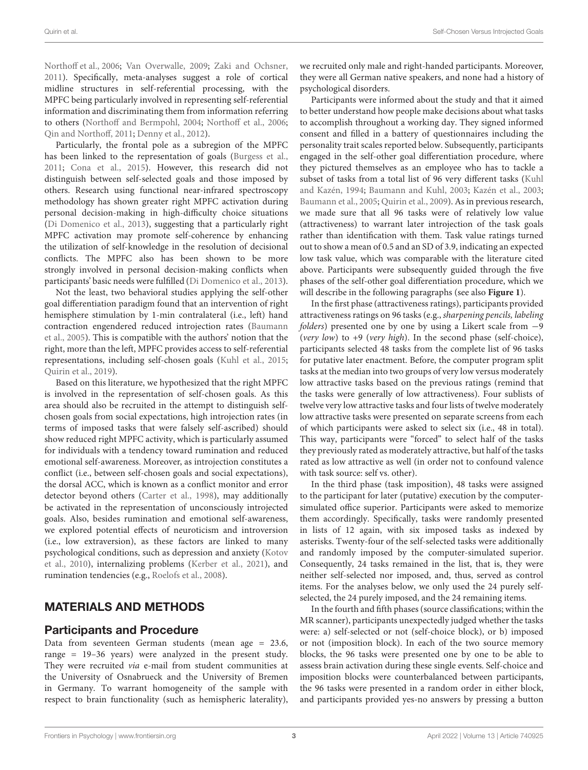Northoff et al., 2006; Van Overwalle, 2009; Zaki and Ochsner, 2011). Specifically, meta-analyses suggest a role of cortical midline structures in self-referential processing, with the MPFC being particularly involved in representing self-referential information and discriminating them from information referring to others (Northoff and Bermpohl, 2004; Northoff et al., 2006; Qin and Northoff, 2011; Denny et al., 2012).

Particularly, the frontal pole as a subregion of the MPFC has been linked to the representation of goals (Burgess et al., 2011; Cona et al., 2015). However, this research did not distinguish between self-selected goals and those imposed by others. Research using functional near-infrared spectroscopy methodology has shown greater right MPFC activation during personal decision-making in high-difficulty choice situations (Di Domenico et al., 2013), suggesting that a particularly right MPFC activation may promote self-coherence by enhancing the utilization of self-knowledge in the resolution of decisional conflicts. The MPFC also has been shown to be more strongly involved in personal decision-making conflicts when participants' basic needs were fulfilled (Di Domenico et al., 2013).

Not the least, two behavioral studies applying the self-other goal differentiation paradigm found that an intervention of right hemisphere stimulation by 1-min contralateral (i.e., left) hand contraction engendered reduced introjection rates (Baumann et al., 2005). This is compatible with the authors' notion that the right, more than the left, MPFC provides access to self-referential representations, including self-chosen goals (Kuhl et al., 2015; Quirin et al., 2019).

Based on this literature, we hypothesized that the right MPFC is involved in the representation of self-chosen goals. As this area should also be recruited in the attempt to distinguish self-chosen goals from social expectations, high introjection rates (in terms of imposed tasks that were falsely self-ascribed) should show reduced right MPFC activity, which is particularly assumed for individuals with a tendency toward rumination and reduced emotional self-awareness. Moreover, as introjection constitutes a conflict (i.e., between self-chosen goals and social expectations), the dorsal ACC, which is known as a conflict monitor and error detector beyond others (Carter et al., 1998), may additionally be activated in the representation of unconsciously introjected goals. Also, besides rumination and emotional self-awareness, we explored potential effects of neuroticism and introversion (i.e., low extraversion), as these factors are linked to many psychological conditions, such as depression and anxiety (Kotov et al., 2010), internalizing problems (Kerber et al., 2021), and rumination tendencies (e.g., Roelofs et al., 2008).

## MATERIALS AND METHODS

### Participants and Procedure

Data from seventeen German students (mean age = 23.6, range = 19–36 years) were analyzed in the present study. They were recruited *via* e-mail from student communities at the University of Osnabrueck and the University of Bremen in Germany. To warrant homogeneity of the sample with respect to brain functionality (such as hemispheric laterality), we recruited only male and right-handed participants. Moreover, they were all German native speakers, and none had a history of psychological disorders.

Participants were informed about the study and that it aimed to better understand how people make decisions about what tasks to accomplish throughout a working day. They signed informed consent and filled in a battery of questionnaires including the personality trait scales reported below. Subsequently, participants engaged in the self-other goal differentiation procedure, where they pictured themselves as an employee who has to tackle a subset of tasks from a total list of 96 very different tasks (Kuhl and Kazén, 1994; Baumann and Kuhl, 2003; Kazén et al., 2003; Baumann et al., 2005; Quirin et al., 2009). As in previous research, we made sure that all 96 tasks were of relatively low value (attractiveness) to warrant later introjection of the task goals rather than identification with them. Task value ratings turned out to show a mean of 0.5 and an SD of 3.9, indicating an expected low task value, which was comparable with the literature cited above. Participants were subsequently guided through the five phases of the self-other goal differentiation procedure, which we will describe in the following paragraphs (see also **Figure 1**).

In the first phase (attractiveness ratings), participants provided attractiveness ratings on 96 tasks (e.g., *sharpening pencils, labeling folders*) presented one by one by using a Likert scale from −9 (*very low*) to +9 (*very high*). In the second phase (self-choice), participants selected 48 tasks from the complete list of 96 tasks for putative later enactment. Before, the computer program split tasks at the median into two groups of very low versus moderately low attractive tasks based on the previous ratings (remind that the tasks were generally of low attractiveness). Four sublists of twelve very low attractive tasks and four lists of twelve moderately low attractive tasks were presented on separate screens from each of which participants were asked to select six (i.e., 48 in total). This way, participants were "forced" to select half of the tasks they previously rated as moderately attractive, but half of the tasks rated as low attractive as well (in order not to confound valence with task source: self vs. other).

In the third phase (task imposition), 48 tasks were assigned to the participant for later (putative) execution by the computer-simulated office superior. Participants were asked to memorize them accordingly. Specifically, tasks were randomly presented in lists of 12 again, with six imposed tasks as indexed by asterisks. Twenty-four of the self-selected tasks were additionally and randomly imposed by the computer-simulated superior. Consequently, 24 tasks remained in the list, that is, they were neither self-selected nor imposed, and, thus, served as control items. For the analyses below, we only used the 24 purely self-selected, the 24 purely imposed, and the 24 remaining items.

In the fourth and fifth phases (source classifications; within the MR scanner), participants unexpectedly judged whether the tasks were: a) self-selected or not (self-choice block), or b) imposed or not (imposition block). In each of the two source memory blocks, the 96 tasks were presented one by one to be able to assess brain activation during these single events. Self-choice and imposition blocks were counterbalanced between participants, the 96 tasks were presented in a random order in either block, and participants provided yes-no answers by pressing a button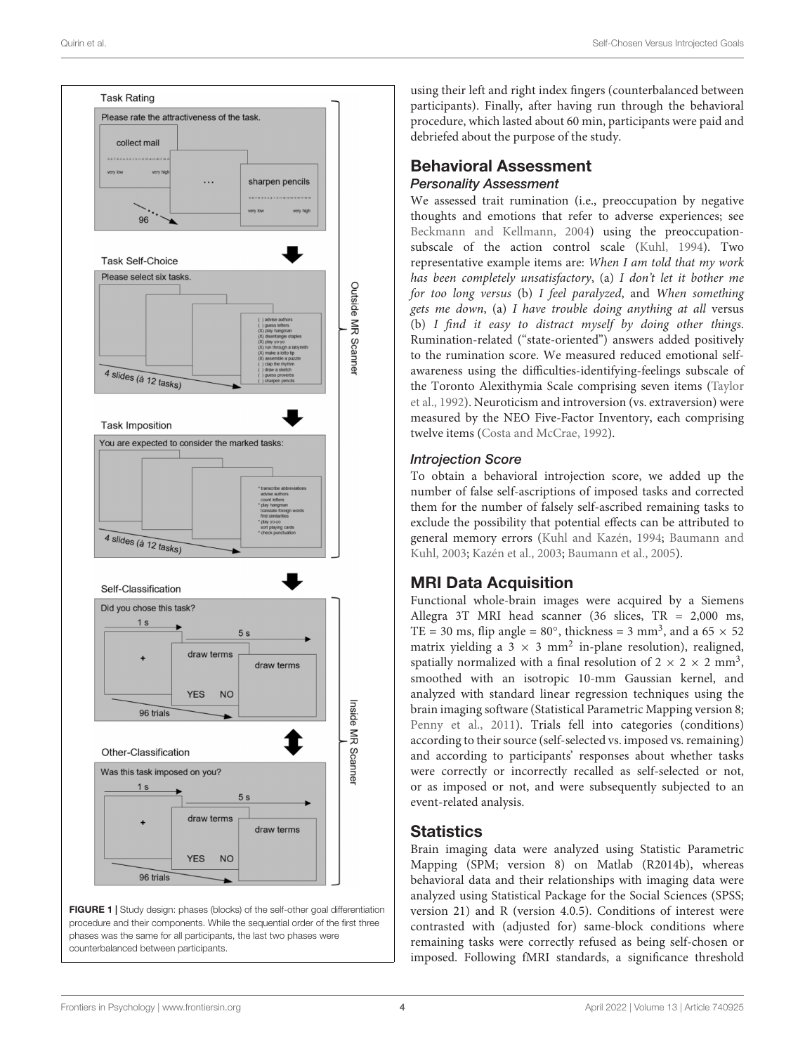**FIGURE 1 |** Study design: phases (blocks) of the self-other goal differentiation procedure and their components. While the sequential order of the first three phases was the same for all participants, the last two phases were counterbalanced between participants.

using their left and right index fingers (counterbalanced between participants). Finally, after having run through the behavioral procedure, which lasted about 60 min, participants were paid and debriefed about the purpose of the study.

## Behavioral Assessment

### Personality Assessment

We assessed trait rumination (i.e., preoccupation by negative thoughts and emotions that refer to adverse experiences; see Beckmann and Kellmann, 2004) using the preoccupation-subscale of the action control scale (Kuhl, 1994). Two representative example items are: *When I am told that my work has been completely unsatisfactory*, (a) *I don't let it bother me for too long versus* (b) *I feel paralyzed*, and *When something gets me down*, (a) *I have trouble doing anything at all* versus (b) *I find it easy to distract myself by doing other things*. Rumination-related ("state-oriented") answers added positively to the rumination score. We measured reduced emotional self-awareness using the difficulties-identifying-feelings subscale of the Toronto Alexithymia Scale comprising seven items (Taylor et al., 1992). Neuroticism and introversion (vs. extraversion) were measured by the NEO Five-Factor Inventory, each comprising twelve items (Costa and McCrae, 1992).

### Introjection Score

To obtain a behavioral introjection score, we added up the number of false self-ascriptions of imposed tasks and corrected them for the number of falsely self-ascribed remaining tasks to exclude the possibility that potential effects can be attributed to general memory errors (Kuhl and Kazén, 1994; Baumann and Kuhl, 2003; Kazén et al., 2003; Baumann et al., 2005).

## MRI Data Acquisition

Functional whole-brain images were acquired by a Siemens Allegra 3T MRI head scanner (36 slices, TR = 2,000 ms, TE = 30 ms, flip angle = 80°, thickness = 3 mm$^3$, and a 65 × 52 matrix yielding a 3 × 3 mm$^2$ in-plane resolution), realigned, spatially normalized with a final resolution of 2 × 2 × 2 mm$^3$, smoothed with an isotropic 10-mm Gaussian kernel, and analyzed with standard linear regression techniques using the brain imaging software (Statistical Parametric Mapping version 8; Penny et al., 2011). Trials fell into categories (conditions) according to their source (self-selected vs. imposed vs. remaining) and according to participants' responses about whether tasks were correctly or incorrectly recalled as self-selected or not, or as imposed or not, and were subsequently subjected to an event-related analysis.

## Statistics

Brain imaging data were analyzed using Statistic Parametric Mapping (SPM; version 8) on Matlab (R2014b), whereas behavioral data and their relationships with imaging data were analyzed using Statistical Package for the Social Sciences (SPSS; version 21) and R (version 4.0.5). Conditions of interest were contrasted with (adjusted for) same-block conditions where remaining tasks were correctly refused as being self-chosen or imposed. Following fMRI standards, a significance threshold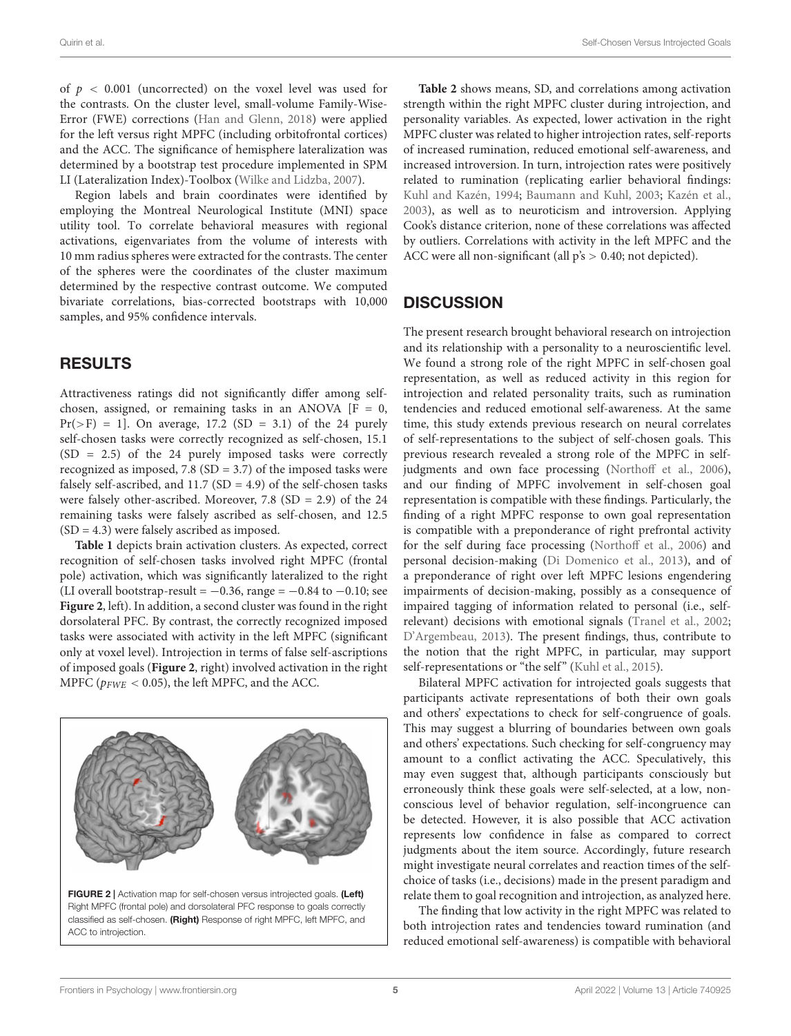of $p < 0.001$ (uncorrected) on the voxel level was used for the contrasts. On the cluster level, small-volume Family-Wise-Error (FWE) corrections (Han and Glenn, 2018) were applied for the left versus right MPFC (including orbitofrontal cortices) and the ACC. The significance of hemisphere lateralization was determined by a bootstrap test procedure implemented in SPM LI (Lateralization Index)-Toolbox (Wilke and Lidzba, 2007).

Region labels and brain coordinates were identified by employing the Montreal Neurological Institute (MNI) space utility tool. To correlate behavioral measures with regional activations, eigenvariates from the volume of interests with 10 mm radius spheres were extracted for the contrasts. The center of the spheres were the coordinates of the cluster maximum determined by the respective contrast outcome. We computed bivariate correlations, bias-corrected bootstraps with 10,000 samples, and 95% confidence intervals.

## RESULTS

Attractiveness ratings did not significantly differ among self-chosen, assigned, or remaining tasks in an ANOVA [$F = 0$, $Pr(>F) = 1$]. On average, 17.2 (SD = 3.1) of the 24 purely self-chosen tasks were correctly recognized as self-chosen, 15.1 (SD = 2.5) of the 24 purely imposed tasks were correctly recognized as imposed, 7.8 (SD = 3.7) of the imposed tasks were falsely self-ascribed, and 11.7 (SD = 4.9) of the self-chosen tasks were falsely other-ascribed. Moreover, 7.8 (SD = 2.9) of the 24 remaining tasks were falsely ascribed as self-chosen, and 12.5 (SD = 4.3) were falsely ascribed as imposed.

**Table 1** depicts brain activation clusters. As expected, correct recognition of self-chosen tasks involved right MPFC (frontal pole) activation, which was significantly lateralized to the right (LI overall bootstrap-result = −0.36, range = −0.84 to −0.10; see **Figure 2**, left). In addition, a second cluster was found in the right dorsolateral PFC. By contrast, the correctly recognized imposed tasks were associated with activity in the left MPFC (significant only at voxel level). Introjection in terms of false self-ascriptions of imposed goals (**Figure 2**, right) involved activation in the right MPFC ($p_{FWE} < 0.05$), the left MPFC, and the ACC.

**FIGURE 2 |** Activation map for self-chosen versus introjected goals. **(Left)** Right MPFC (frontal pole) and dorsolateral PFC response to goals correctly classified as self-chosen. **(Right)** Response of right MPFC, left MPFC, and ACC to introjection.

**Table 2** shows means, SD, and correlations among activation strength within the right MPFC cluster during introjection, and personality variables. As expected, lower activation in the right MPFC cluster was related to higher introjection rates, self-reports of increased rumination, reduced emotional self-awareness, and increased introversion. In turn, introjection rates were positively related to rumination (replicating earlier behavioral findings: Kuhl and Kazén, 1994; Baumann and Kuhl, 2003; Kazén et al., 2003), as well as to neuroticism and introversion. Applying Cook's distance criterion, none of these correlations was affected by outliers. Correlations with activity in the left MPFC and the ACC were all non-significant (all p's > 0.40; not depicted).

## DISCUSSION

The present research brought behavioral research on introjection and its relationship with a personality to a neuroscientific level. We found a strong role of the right MPFC in self-chosen goal representation, as well as reduced activity in this region for introjection and related personality traits, such as rumination tendencies and reduced emotional self-awareness. At the same time, this study extends previous research on neural correlates of self-representations to the subject of self-chosen goals. This previous research revealed a strong role of the MPFC in self-judgments and own face processing (Northoff et al., 2006), and our finding of MPFC involvement in self-chosen goal representation is compatible with these findings. Particularly, the finding of a right MPFC response to own goal representation is compatible with a preponderance of right prefrontal activity for the self during face processing (Northoff et al., 2006) and personal decision-making (Di Domenico et al., 2013), and of a preponderance of right over left MPFC lesions engendering impairments of decision-making, possibly as a consequence of impaired tagging of information related to personal (i.e., self-relevant) decisions with emotional signals (Tranel et al., 2002; D'Argembeau, 2013). The present findings, thus, contribute to the notion that the right MPFC, in particular, may support self-representations or "the self" (Kuhl et al., 2015).

Bilateral MPFC activation for introjected goals suggests that participants activate representations of both their own goals and others' expectations to check for self-congruence of goals. This may suggest a blurring of boundaries between own goals and others' expectations. Such checking for self-congruency may amount to a conflict activating the ACC. Speculatively, this may even suggest that, although participants consciously but erroneously think these goals were self-selected, at a low, non-conscious level of behavior regulation, self-incongruence can be detected. However, it is also possible that ACC activation represents low confidence in false as compared to correct judgments about the item source. Accordingly, future research might investigate neural correlates and reaction times of the self-choice of tasks (i.e., decisions) made in the present paradigm and relate them to goal recognition and introjection, as analyzed here.

The finding that low activity in the right MPFC was related to both introjection rates and tendencies toward rumination (and reduced emotional self-awareness) is compatible with behavioral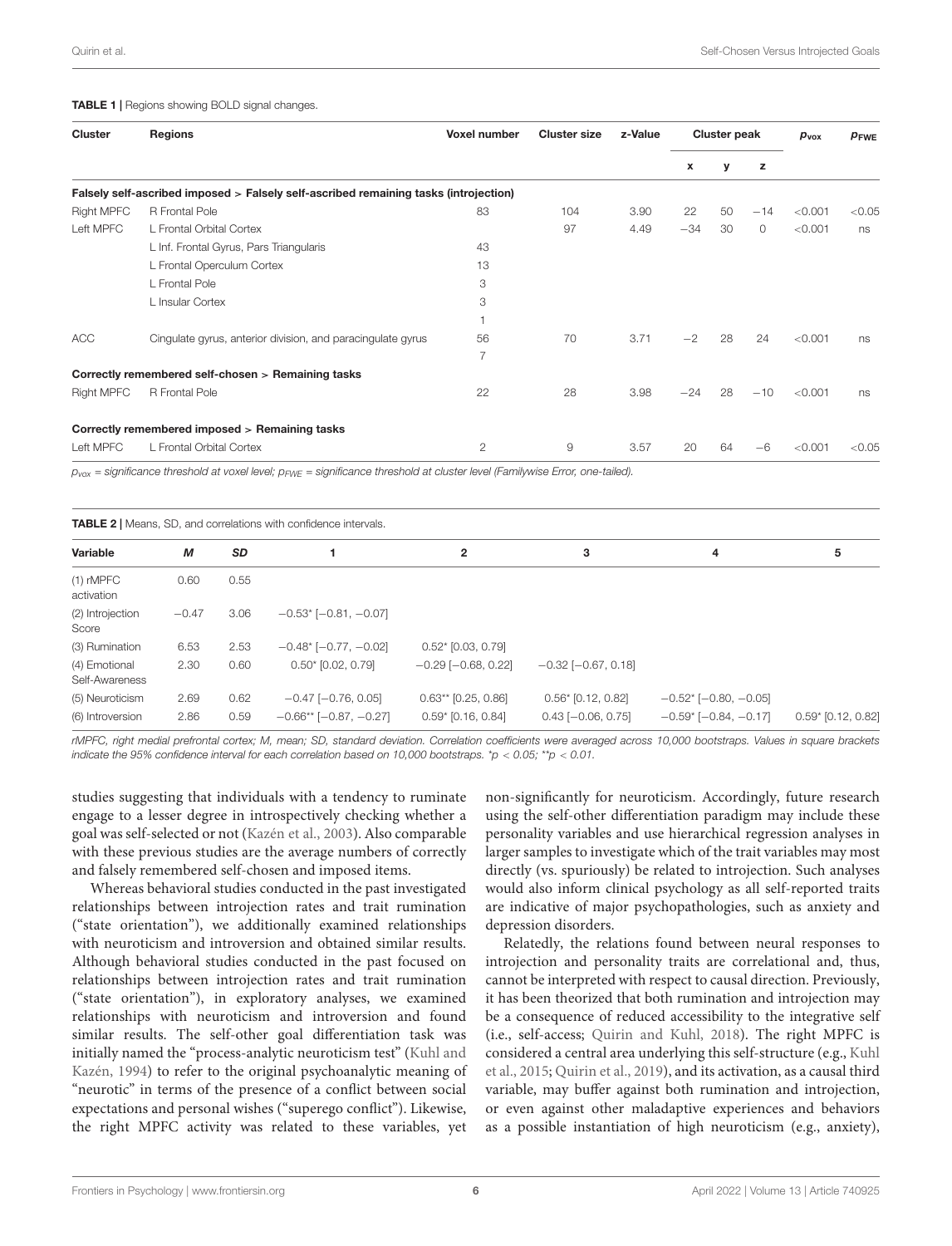**TABLE 1** | Regions showing BOLD signal changes.

| Cluster | Regions | Voxel number | Cluster size | z-Value | Cluster peak | | | $p_{vox}$ | $p_{FWE}$ |
|---|---|---|---|---|---|---|---|---|---|
| | | | | | x | y | z | | |
| **Falsely self-ascribed imposed > Falsely self-ascribed remaining tasks (introjection)** | | | | | | | | | |
| Right MPFC | R Frontal Pole | 83 | 104 | 3.90 | 22 | 50 | −14 | <0.001 | <0.05 |
| Left MPFC | L Frontal Orbital Cortex | | 97 | 4.49 | −34 | 30 | 0 | <0.001 | ns |
| | L Inf. Frontal Gyrus, Pars Triangularis | 43 | | | | | | | |
| | L Frontal Operculum Cortex | 13 | | | | | | | |
| | L Frontal Pole | 3 | | | | | | | |
| | L Insular Cortex | 3 | | | | | | | |
| | | 1 | | | | | | | |
| ACC | Cingulate gyrus, anterior division, and paracingulate gyrus | 56 | 70 | 3.71 | −2 | 28 | 24 | <0.001 | ns |
| | | 7 | | | | | | | |
| **Correctly remembered self-chosen > Remaining tasks** | | | | | | | | | |
| Right MPFC | R Frontal Pole | 22 | 28 | 3.98 | −24 | 28 | −10 | <0.001 | ns |
| **Correctly remembered imposed > Remaining tasks** | | | | | | | | | |
| Left MPFC | L Frontal Orbital Cortex | 2 | 9 | 3.57 | 20 | 64 | −6 | <0.001 | <0.05 |

*$p_{vox}$ = significance threshold at voxel level; $p_{FWE}$ = significance threshold at cluster level (Familywise Error, one-tailed).*

**TABLE 2** | Means, SD, and correlations with confidence intervals.

| Variable | M | SD | 1 | 2 | 3 | 4 | 5 |
|---|---|---|---|---|---|---|---|
| (1) rMPFC activation | 0.60 | 0.55 | | | | | |
| (2) Introjection Score | −0.47 | 3.06 | −0.53* [−0.81, −0.07] | | | | |
| (3) Rumination | 6.53 | 2.53 | −0.48* [−0.77, −0.02] | 0.52* [0.03, 0.79] | | | |
| (4) Emotional Self-Awareness | 2.30 | 0.60 | 0.50* [0.02, 0.79] | −0.29 [−0.68, 0.22] | −0.32 [−0.67, 0.18] | | |
| (5) Neuroticism | 2.69 | 0.62 | −0.47 [−0.76, 0.05] | 0.63** [0.25, 0.86] | 0.56* [0.12, 0.82] | −0.52* [−0.80, −0.05] | |
| (6) Introversion | 2.86 | 0.59 | −0.66** [−0.87, −0.27] | 0.59* [0.16, 0.84] | 0.43 [−0.06, 0.75] | −0.59* [−0.84, −0.17] | 0.59* [0.12, 0.82] |

*rMPFC, right medial prefrontal cortex; M, mean; SD, standard deviation. Correlation coefficients were averaged across 10,000 bootstraps. Values in square brackets indicate the 95% confidence interval for each correlation based on 10,000 bootstraps. *p < 0.05; **p < 0.01.*

studies suggesting that individuals with a tendency to ruminate engage to a lesser degree in introspectively checking whether a goal was self-selected or not (Kazén et al., 2003). Also comparable with these previous studies are the average numbers of correctly and falsely remembered self-chosen and imposed items.

Whereas behavioral studies conducted in the past investigated relationships between introjection rates and trait rumination ("state orientation"), we additionally examined relationships with neuroticism and introversion and obtained similar results. Although behavioral studies conducted in the past focused on relationships between introjection rates and trait rumination ("state orientation"), in exploratory analyses, we examined relationships with neuroticism and introversion and found similar results. The self-other goal differentiation task was initially named the "process-analytic neuroticism test" (Kuhl and Kazén, 1994) to refer to the original psychoanalytic meaning of "neurotic" in terms of the presence of a conflict between social expectations and personal wishes ("superego conflict"). Likewise, the right MPFC activity was related to these variables, yet non-significantly for neuroticism. Accordingly, future research using the self-other differentiation paradigm may include these personality variables and use hierarchical regression analyses in larger samples to investigate which of the trait variables may most directly (vs. spuriously) be related to introjection. Such analyses would also inform clinical psychology as all self-reported traits are indicative of major psychopathologies, such as anxiety and depression disorders.

Relatedly, the relations found between neural responses to introjection and personality traits are correlational and, thus, cannot be interpreted with respect to causal direction. Previously, it has been theorized that both rumination and introjection may be a consequence of reduced accessibility to the integrative self (i.e., self-access; Quirin and Kuhl, 2018). The right MPFC is considered a central area underlying this self-structure (e.g., Kuhl et al., 2015; Quirin et al., 2019), and its activation, as a causal third variable, may buffer against both rumination and introjection, or even against other maladaptive experiences and behaviors as a possible instantiation of high neuroticism (e.g., anxiety),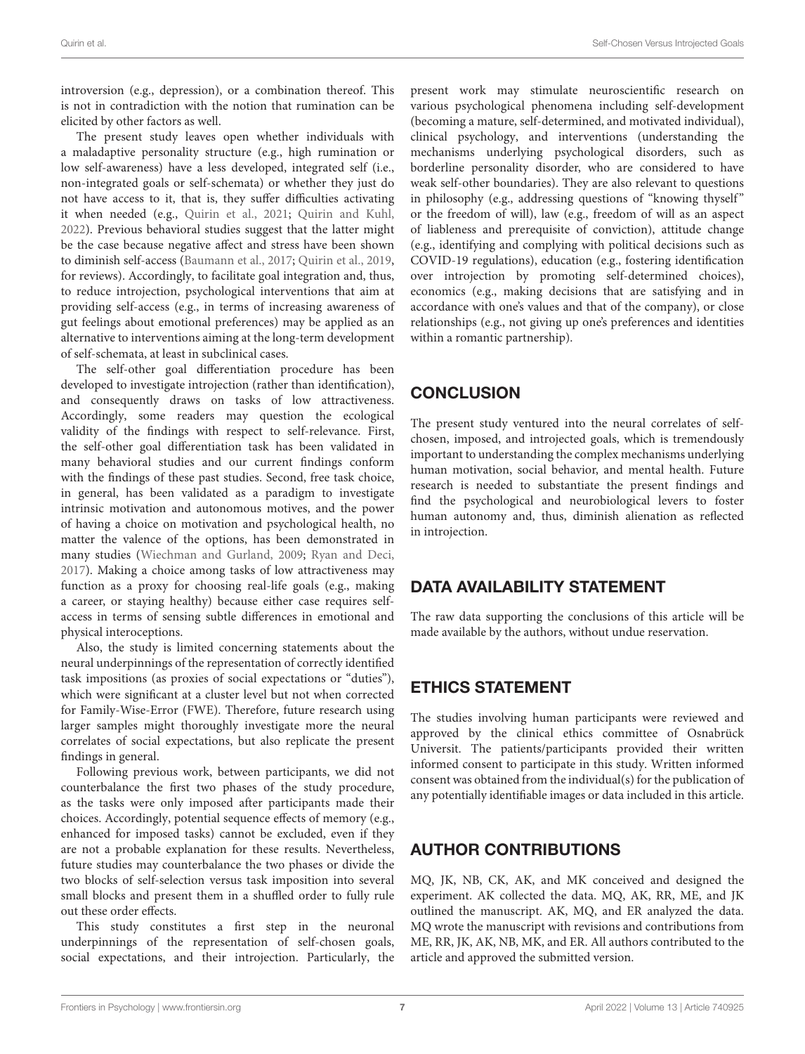introversion (e.g., depression), or a combination thereof. This is not in contradiction with the notion that rumination can be elicited by other factors as well.

The present study leaves open whether individuals with a maladaptive personality structure (e.g., high rumination or low self-awareness) have a less developed, integrated self (i.e., non-integrated goals or self-schemata) or whether they just do not have access to it, that is, they suffer difficulties activating it when needed (e.g., Quirin et al., 2021; Quirin and Kuhl, 2022). Previous behavioral studies suggest that the latter might be the case because negative affect and stress have been shown to diminish self-access (Baumann et al., 2017; Quirin et al., 2019, for reviews). Accordingly, to facilitate goal integration and, thus, to reduce introjection, psychological interventions that aim at providing self-access (e.g., in terms of increasing awareness of gut feelings about emotional preferences) may be applied as an alternative to interventions aiming at the long-term development of self-schemata, at least in subclinical cases.

The self-other goal differentiation procedure has been developed to investigate introjection (rather than identification), and consequently draws on tasks of low attractiveness. Accordingly, some readers may question the ecological validity of the findings with respect to self-relevance. First, the self-other goal differentiation task has been validated in many behavioral studies and our current findings conform with the findings of these past studies. Second, free task choice, in general, has been validated as a paradigm to investigate intrinsic motivation and autonomous motives, and the power of having a choice on motivation and psychological health, no matter the valence of the options, has been demonstrated in many studies (Wiechman and Gurland, 2009; Ryan and Deci, 2017). Making a choice among tasks of low attractiveness may function as a proxy for choosing real-life goals (e.g., making a career, or staying healthy) because either case requires self-access in terms of sensing subtle differences in emotional and physical interoceptions.

Also, the study is limited concerning statements about the neural underpinnings of the representation of correctly identified task impositions (as proxies of social expectations or "duties"), which were significant at a cluster level but not when corrected for Family-Wise-Error (FWE). Therefore, future research using larger samples might thoroughly investigate more the neural correlates of social expectations, but also replicate the present findings in general.

Following previous work, between participants, we did not counterbalance the first two phases of the study procedure, as the tasks were only imposed after participants made their choices. Accordingly, potential sequence effects of memory (e.g., enhanced for imposed tasks) cannot be excluded, even if they are not a probable explanation for these results. Nevertheless, future studies may counterbalance the two phases or divide the two blocks of self-selection versus task imposition into several small blocks and present them in a shuffled order to fully rule out these order effects.

This study constitutes a first step in the neuronal underpinnings of the representation of self-chosen goals, social expectations, and their introjection. Particularly, the present work may stimulate neuroscientific research on various psychological phenomena including self-development (becoming a mature, self-determined, and motivated individual), clinical psychology, and interventions (understanding the mechanisms underlying psychological disorders, such as borderline personality disorder, who are considered to have weak self-other boundaries). They are also relevant to questions in philosophy (e.g., addressing questions of "knowing thyself" or the freedom of will), law (e.g., freedom of will as an aspect of liableness and prerequisite of conviction), attitude change (e.g., identifying and complying with political decisions such as COVID-19 regulations), education (e.g., fostering identification over introjection by promoting self-determined choices), economics (e.g., making decisions that are satisfying and in accordance with one's values and that of the company), or close relationships (e.g., not giving up one's preferences and identities within a romantic partnership).

## CONCLUSION

The present study ventured into the neural correlates of self-chosen, imposed, and introjected goals, which is tremendously important to understanding the complex mechanisms underlying human motivation, social behavior, and mental health. Future research is needed to substantiate the present findings and find the psychological and neurobiological levers to foster human autonomy and, thus, diminish alienation as reflected in introjection.

## DATA AVAILABILITY STATEMENT

The raw data supporting the conclusions of this article will be made available by the authors, without undue reservation.

## ETHICS STATEMENT

The studies involving human participants were reviewed and approved by the clinical ethics committee of Osnabrück Universit. The patients/participants provided their written informed consent to participate in this study. Written informed consent was obtained from the individual(s) for the publication of any potentially identifiable images or data included in this article.

## AUTHOR CONTRIBUTIONS

MQ, JK, NB, CK, AK, and MK conceived and designed the experiment. AK collected the data. MQ, AK, RR, ME, and JK outlined the manuscript. AK, MQ, and ER analyzed the data. MQ wrote the manuscript with revisions and contributions from ME, RR, JK, AK, NB, MK, and ER. All authors contributed to the article and approved the submitted version.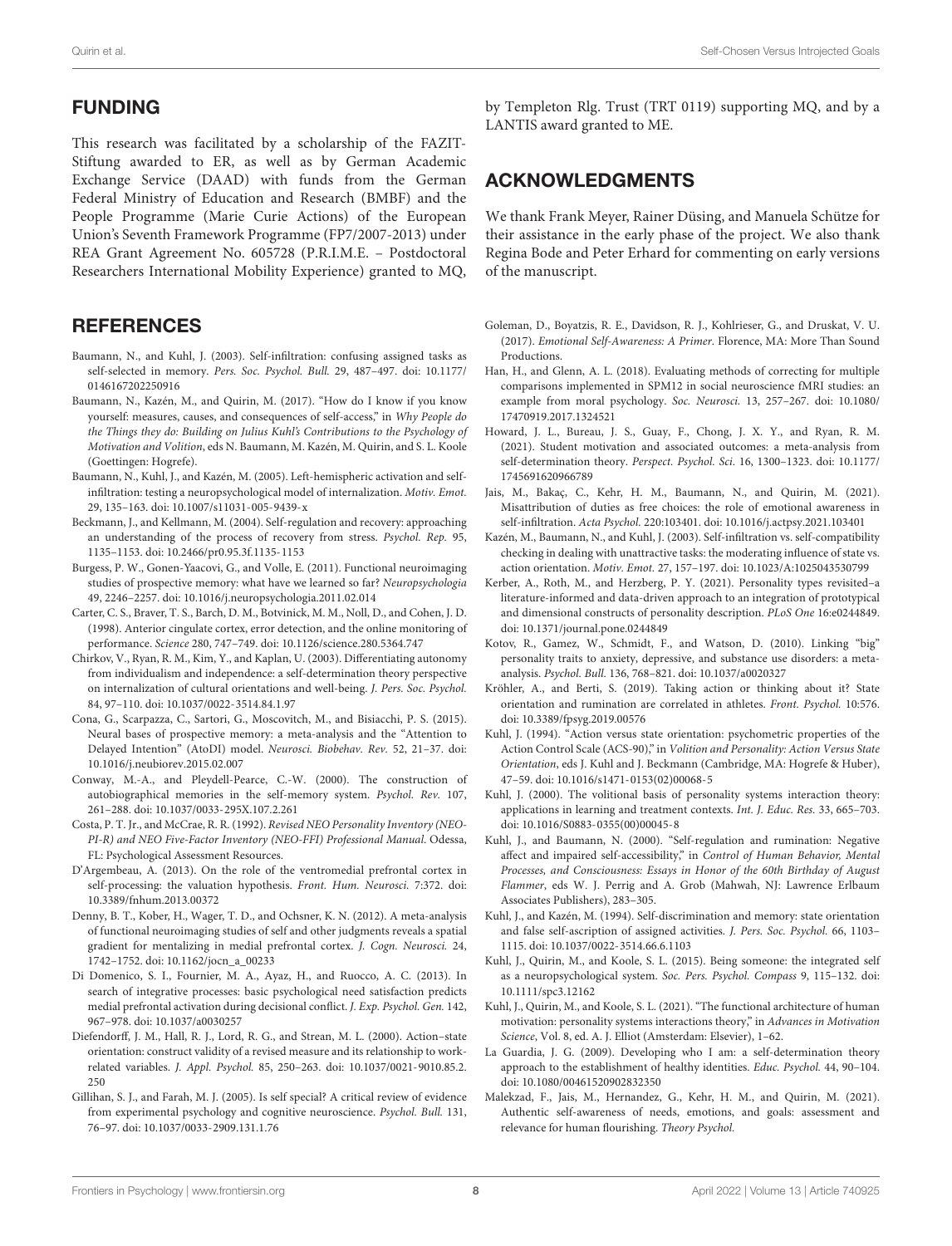## FUNDING

This research was facilitated by a scholarship of the FAZIT-Stiftung awarded to ER, as well as by German Academic Exchange Service (DAAD) with funds from the German Federal Ministry of Education and Research (BMBF) and the People Programme (Marie Curie Actions) of the European Union's Seventh Framework Programme (FP7/2007-2013) under REA Grant Agreement No. 605728 (P.R.I.M.E. – Postdoctoral Researchers International Mobility Experience) granted to MQ, by Templeton Rlg. Trust (TRT 0119) supporting MQ, and by a LANTIS award granted to ME.

## ACKNOWLEDGMENTS

We thank Frank Meyer, Rainer Düsing, and Manuela Schütze for their assistance in the early phase of the project. We also thank Regina Bode and Peter Erhard for commenting on early versions of the manuscript.

## REFERENCES

Baumann, N., and Kuhl, J. (2003). Self-infiltration: confusing assigned tasks as self-selected in memory. *Pers. Soc. Psychol. Bull.* 29, 487–497. doi: 10.1177/0146167202250916

Baumann, N., Kazén, M., and Quirin, M. (2017). "How do I know if you know yourself: measures, causes, and consequences of self-access," in *Why People do the Things they do: Building on Julius Kuhl's Contributions to the Psychology of Motivation and Volition*, eds N. Baumann, M. Kazén, M. Quirin, and S. L. Koole (Goettingen: Hogrefe).

Baumann, N., Kuhl, J., and Kazén, M. (2005). Left-hemispheric activation and self-infiltration: testing a neuropsychological model of internalization. *Motiv. Emot.* 29, 135–163. doi: 10.1007/s11031-005-9439-x

Beckmann, J., and Kellmann, M. (2004). Self-regulation and recovery: approaching an understanding of the process of recovery from stress. *Psychol. Rep.* 95, 1135–1153. doi: 10.2466/pr0.95.3f.1135-1153

Burgess, P. W., Gonen-Yaacovi, G., and Volle, E. (2011). Functional neuroimaging studies of prospective memory: what have we learned so far? *Neuropsychologia* 49, 2246–2257. doi: 10.1016/j.neuropsychologia.2011.02.014

Carter, C. S., Braver, T. S., Barch, D. M., Botvinick, M. M., Noll, D., and Cohen, J. D. (1998). Anterior cingulate cortex, error detection, and the online monitoring of performance. *Science* 280, 747–749. doi: 10.1126/science.280.5364.747

Chirkov, V., Ryan, R. M., Kim, Y., and Kaplan, U. (2003). Differentiating autonomy from individualism and independence: a self-determination theory perspective on internalization of cultural orientations and well-being. *J. Pers. Soc. Psychol.* 84, 97–110. doi: 10.1037/0022-3514.84.1.97

Cona, G., Scarpazza, C., Sartori, G., Moscovitch, M., and Bisiacchi, P. S. (2015). Neural bases of prospective memory: a meta-analysis and the "Attention to Delayed Intention" (AtoDI) model. *Neurosci. Biobehav. Rev.* 52, 21–37. doi: 10.1016/j.neubiorev.2015.02.007

Conway, M.-A., and Pleydell-Pearce, C.-W. (2000). The construction of autobiographical memories in the self-memory system. *Psychol. Rev.* 107, 261–288. doi: 10.1037/0033-295X.107.2.261

Costa, P. T. Jr., and McCrae, R. R. (1992). *Revised NEO Personality Inventory (NEO-PI-R) and NEO Five-Factor Inventory (NEO-FFI) Professional Manual.* Odessa, FL: Psychological Assessment Resources.

D'Argembeau, A. (2013). On the role of the ventromedial prefrontal cortex in self-processing: the valuation hypothesis. *Front. Hum. Neurosci.* 7:372. doi: 10.3389/fnhum.2013.00372

Denny, B. T., Kober, H., Wager, T. D., and Ochsner, K. N. (2012). A meta-analysis of functional neuroimaging studies of self and other judgments reveals a spatial gradient for mentalizing in medial prefrontal cortex. *J. Cogn. Neurosci.* 24, 1742–1752. doi: 10.1162/jocn_a_00233

Di Domenico, S. I., Fournier, M. A., Ayaz, H., and Ruocco, A. C. (2013). In search of integrative processes: basic psychological need satisfaction predicts medial prefrontal activation during decisional conflict. *J. Exp. Psychol. Gen.* 142, 967–978. doi: 10.1037/a0030257

Diefendorff, J. M., Hall, R. J., Lord, R. G., and Strean, M. L. (2000). Action–state orientation: construct validity of a revised measure and its relationship to work-related variables. *J. Appl. Psychol.* 85, 250–263. doi: 10.1037/0021-9010.85.2.250

Gillihan, S. J., and Farah, M. J. (2005). Is self special? A critical review of evidence from experimental psychology and cognitive neuroscience. *Psychol. Bull.* 131, 76–97. doi: 10.1037/0033-2909.131.1.76

Goleman, D., Boyatzis, R. E., Davidson, R. J., Kohlrieser, G., and Druskat, V. U. (2017). *Emotional Self-Awareness: A Primer*. Florence, MA: More Than Sound Productions.

Han, H., and Glenn, A. L. (2018). Evaluating methods of correcting for multiple comparisons implemented in SPM12 in social neuroscience fMRI studies: an example from moral psychology. *Soc. Neurosci.* 13, 257–267. doi: 10.1080/17470919.2017.1324521

Howard, J. L., Bureau, J. S., Guay, F., Chong, J. X. Y., and Ryan, R. M. (2021). Student motivation and associated outcomes: a meta-analysis from self-determination theory. *Perspect. Psychol. Sci.* 16, 1300–1323. doi: 10.1177/1745691620966789

Jais, M., Bakaç, C., Kehr, H. M., Baumann, N., and Quirin, M. (2021). Misattribution of duties as free choices: the role of emotional awareness in self-infiltration. *Acta Psychol.* 220:103401. doi: 10.1016/j.actpsy.2021.103401

Kazén, M., Baumann, N., and Kuhl, J. (2003). Self-infiltration vs. self-compatibility checking in dealing with unattractive tasks: the moderating influence of state vs. action orientation. *Motiv. Emot.* 27, 157–197. doi: 10.1023/A:1025043530799

Kerber, A., Roth, M., and Herzberg, P. Y. (2021). Personality types revisited–a literature-informed and data-driven approach to an integration of prototypical and dimensional constructs of personality description. *PLoS One* 16:e0244849. doi: 10.1371/journal.pone.0244849

Kotov, R., Gamez, W., Schmidt, F., and Watson, D. (2010). Linking "big" personality traits to anxiety, depressive, and substance use disorders: a meta-analysis. *Psychol. Bull.* 136, 768–821. doi: 10.1037/a0020327

Kröhler, A., and Berti, S. (2019). Taking action or thinking about it? State orientation and rumination are correlated in athletes. *Front. Psychol.* 10:576. doi: 10.3389/fpsyg.2019.00576

Kuhl, J. (1994). "Action versus state orientation: psychometric properties of the Action Control Scale (ACS-90)," in *Volition and Personality: Action Versus State Orientation*, eds J. Kuhl and J. Beckmann (Cambridge, MA: Hogrefe & Huber), 47–59. doi: 10.1016/s1471-0153(02)00068-5

Kuhl, J. (2000). The volitional basis of personality systems interaction theory: applications in learning and treatment contexts. *Int. J. Educ. Res.* 33, 665–703. doi: 10.1016/S0883-0355(00)00045-8

Kuhl, J., and Baumann, N. (2000). "Self-regulation and rumination: Negative affect and impaired self-accessibility," in *Control of Human Behavior, Mental Processes, and Consciousness: Essays in Honor of the 60th Birthday of August Flammer*, eds W. J. Perrig and A. Grob (Mahwah, NJ: Lawrence Erlbaum Associates Publishers), 283–305.

Kuhl, J., and Kazén, M. (1994). Self-discrimination and memory: state orientation and false self-ascription of assigned activities. *J. Pers. Soc. Psychol.* 66, 1103–1115. doi: 10.1037/0022-3514.66.6.1103

Kuhl, J., Quirin, M., and Koole, S. L. (2015). Being someone: the integrated self as a neuropsychological system. *Soc. Pers. Psychol. Compass* 9, 115–132. doi: 10.1111/spc3.12162

Kuhl, J., Quirin, M., and Koole, S. L. (2021). "The functional architecture of human motivation: personality systems interactions theory," in *Advances in Motivation Science*, Vol. 8, ed. A. J. Elliot (Amsterdam: Elsevier), 1–62.

La Guardia, J. G. (2009). Developing who I am: a self-determination theory approach to the establishment of healthy identities. *Educ. Psychol.* 44, 90–104. doi: 10.1080/00461520902832350

Malekzad, F., Jais, M., Hernandez, G., Kehr, H. M., and Quirin, M. (2021). Authentic self-awareness of needs, emotions, and goals: assessment and relevance for human flourishing. *Theory Psychol.*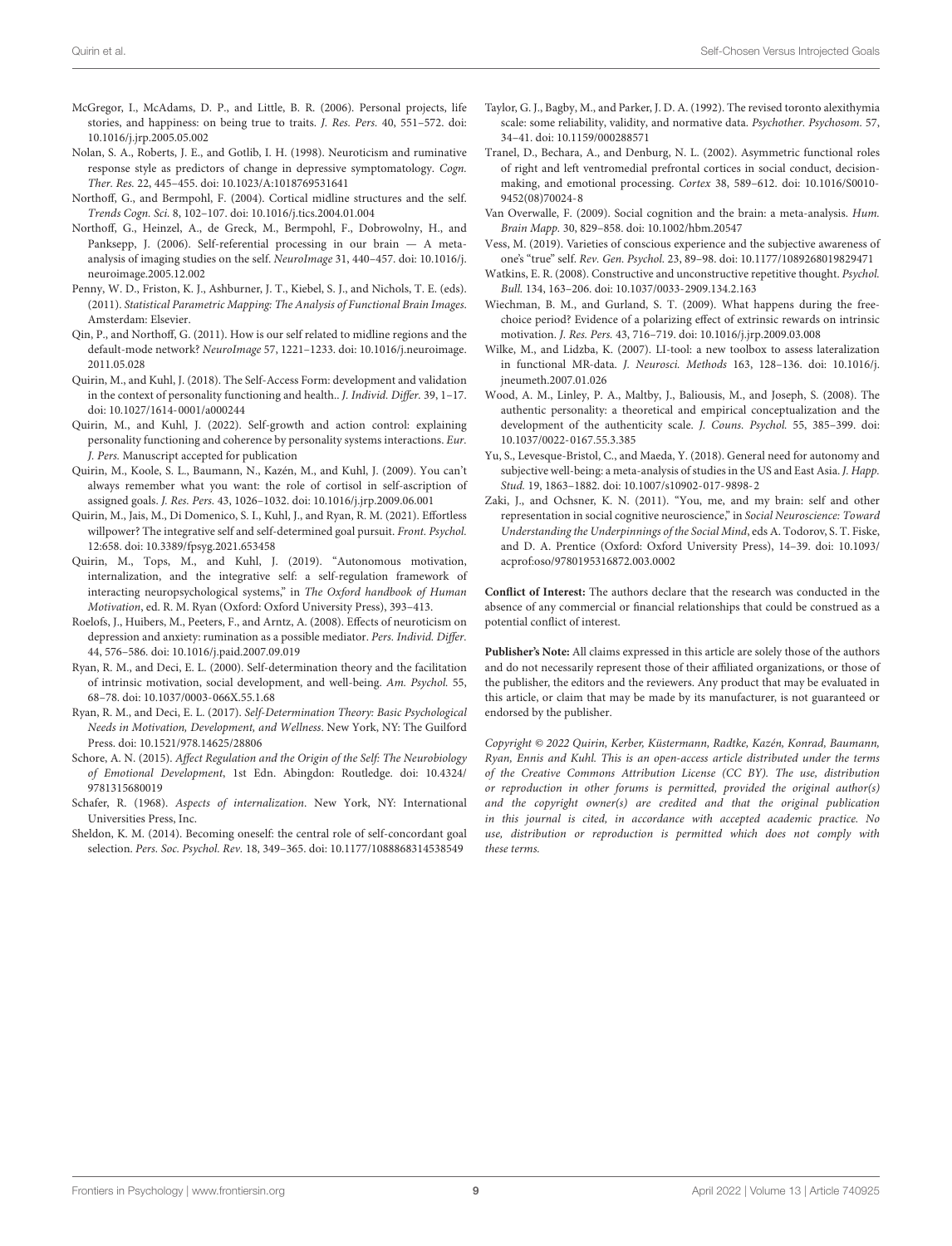McGregor, I., McAdams, D. P., and Little, B. R. (2006). Personal projects, life stories, and happiness: on being true to traits. *J. Res. Pers.* 40, 551–572. doi: 10.1016/j.jrp.2005.05.002

Nolan, S. A., Roberts, J. E., and Gotlib, I. H. (1998). Neuroticism and ruminative response style as predictors of change in depressive symptomatology. *Cogn. Ther. Res.* 22, 445–455. doi: 10.1023/A:1018769531641

Northoff, G., and Bermpohl, F. (2004). Cortical midline structures and the self. *Trends Cogn. Sci.* 8, 102–107. doi: 10.1016/j.tics.2004.01.004

Northoff, G., Heinzel, A., de Greck, M., Bermpohl, F., Dobrowolny, H., and Panksepp, J. (2006). Self-referential processing in our brain — A meta-analysis of imaging studies on the self. *NeuroImage* 31, 440–457. doi: 10.1016/j.neuroimage.2005.12.002

Penny, W. D., Friston, K. J., Ashburner, J. T., Kiebel, S. J., and Nichols, T. E. (eds). (2011). *Statistical Parametric Mapping: The Analysis of Functional Brain Images*. Amsterdam: Elsevier.

Qin, P., and Northoff, G. (2011). How is our self related to midline regions and the default-mode network? *NeuroImage* 57, 1221–1233. doi: 10.1016/j.neuroimage.2011.05.028

Quirin, M., and Kuhl, J. (2018). The Self-Access Form: development and validation in the context of personality functioning and health.. *J. Individ. Differ.* 39, 1–17. doi: 10.1027/1614-0001/a000244

Quirin, M., and Kuhl, J. (2022). Self-growth and action control: explaining personality functioning and coherence by personality systems interactions. *Eur. J. Pers.* Manuscript accepted for publication

Quirin, M., Koole, S. L., Baumann, N., Kazén, M., and Kuhl, J. (2009). You can't always remember what you want: the role of cortisol in self-ascription of assigned goals. *J. Res. Pers.* 43, 1026–1032. doi: 10.1016/j.jrp.2009.06.001

Quirin, M., Jais, M., Di Domenico, S. I., Kuhl, J., and Ryan, R. M. (2021). Effortless willpower? The integrative self and self-determined goal pursuit. *Front. Psychol.* 12:658. doi: 10.3389/fpsyg.2021.653458

Quirin, M., Tops, M., and Kuhl, J. (2019). "Autonomous motivation, internalization, and the integrative self: a self-regulation framework of interacting neuropsychological systems," in *The Oxford handbook of Human Motivation*, ed. R. M. Ryan (Oxford: Oxford University Press), 393–413.

Roelofs, J., Huibers, M., Peeters, F., and Arntz, A. (2008). Effects of neuroticism on depression and anxiety: rumination as a possible mediator. *Pers. Individ. Differ.* 44, 576–586. doi: 10.1016/j.paid.2007.09.019

Ryan, R. M., and Deci, E. L. (2000). Self-determination theory and the facilitation of intrinsic motivation, social development, and well-being. *Am. Psychol.* 55, 68–78. doi: 10.1037/0003-066X.55.1.68

Ryan, R. M., and Deci, E. L. (2017). *Self-Determination Theory: Basic Psychological Needs in Motivation, Development, and Wellness*. New York, NY: The Guilford Press. doi: 10.1521/978.14625/28806

Schore, A. N. (2015). *Affect Regulation and the Origin of the Self: The Neurobiology of Emotional Development*, 1st Edn. Abingdon: Routledge. doi: 10.4324/9781315680019

Schafer, R. (1968). *Aspects of internalization*. New York, NY: International Universities Press, Inc.

Sheldon, K. M. (2014). Becoming oneself: the central role of self-concordant goal selection. *Pers. Soc. Psychol. Rev.* 18, 349–365. doi: 10.1177/1088868314538549

Taylor, G. J., Bagby, M., and Parker, J. D. A. (1992). The revised toronto alexithymia scale: some reliability, validity, and normative data. *Psychother. Psychosom.* 57, 34–41. doi: 10.1159/000288571

Tranel, D., Bechara, A., and Denburg, N. L. (2002). Asymmetric functional roles of right and left ventromedial prefrontal cortices in social conduct, decision-making, and emotional processing. *Cortex* 38, 589–612. doi: 10.1016/S0010-9452(08)70024-8

Van Overwalle, F. (2009). Social cognition and the brain: a meta-analysis. *Hum. Brain Mapp.* 30, 829–858. doi: 10.1002/hbm.20547

Vess, M. (2019). Varieties of conscious experience and the subjective awareness of one's "true" self. *Rev. Gen. Psychol.* 23, 89–98. doi: 10.1177/1089268019829471

Watkins, E. R. (2008). Constructive and unconstructive repetitive thought. *Psychol. Bull.* 134, 163–206. doi: 10.1037/0033-2909.134.2.163

Wiechman, B. M., and Gurland, S. T. (2009). What happens during the free-choice period? Evidence of a polarizing effect of extrinsic rewards on intrinsic motivation. *J. Res. Pers.* 43, 716–719. doi: 10.1016/j.jrp.2009.03.008

Wilke, M., and Lidzba, K. (2007). LI-tool: a new toolbox to assess lateralization in functional MR-data. *J. Neurosci. Methods* 163, 128–136. doi: 10.1016/j.jneumeth.2007.01.026

Wood, A. M., Linley, P. A., Maltby, J., Baliousis, M., and Joseph, S. (2008). The authentic personality: a theoretical and empirical conceptualization and the development of the authenticity scale. *J. Couns. Psychol.* 55, 385–399. doi: 10.1037/0022-0167.55.3.385

Yu, S., Levesque-Bristol, C., and Maeda, Y. (2018). General need for autonomy and subjective well-being: a meta-analysis of studies in the US and East Asia. *J. Happ. Stud.* 19, 1863–1882. doi: 10.1007/s10902-017-9898-2

Zaki, J., and Ochsner, K. N. (2011). "You, me, and my brain: self and other representation in social cognitive neuroscience," in *Social Neuroscience: Toward Understanding the Underpinnings of the Social Mind*, eds A. Todorov, S. T. Fiske, and D. A. Prentice (Oxford: Oxford University Press), 14–39. doi: 10.1093/acprof:oso/9780195316872.003.0002

**Conflict of Interest:** The authors declare that the research was conducted in the absence of any commercial or financial relationships that could be construed as a potential conflict of interest.

**Publisher's Note:** All claims expressed in this article are solely those of the authors and do not necessarily represent those of their affiliated organizations, or those of the publisher, the editors and the reviewers. Any product that may be evaluated in this article, or claim that may be made by its manufacturer, is not guaranteed or endorsed by the publisher.

*Copyright © 2022 Quirin, Kerber, Küstermann, Radtke, Kazén, Konrad, Baumann, Ryan, Ennis and Kuhl. This is an open-access article distributed under the terms of the Creative Commons Attribution License (CC BY). The use, distribution or reproduction in other forums is permitted, provided the original author(s) and the copyright owner(s) are credited and that the original publication in this journal is cited, in accordance with accepted academic practice. No use, distribution or reproduction is permitted which does not comply with these terms.*